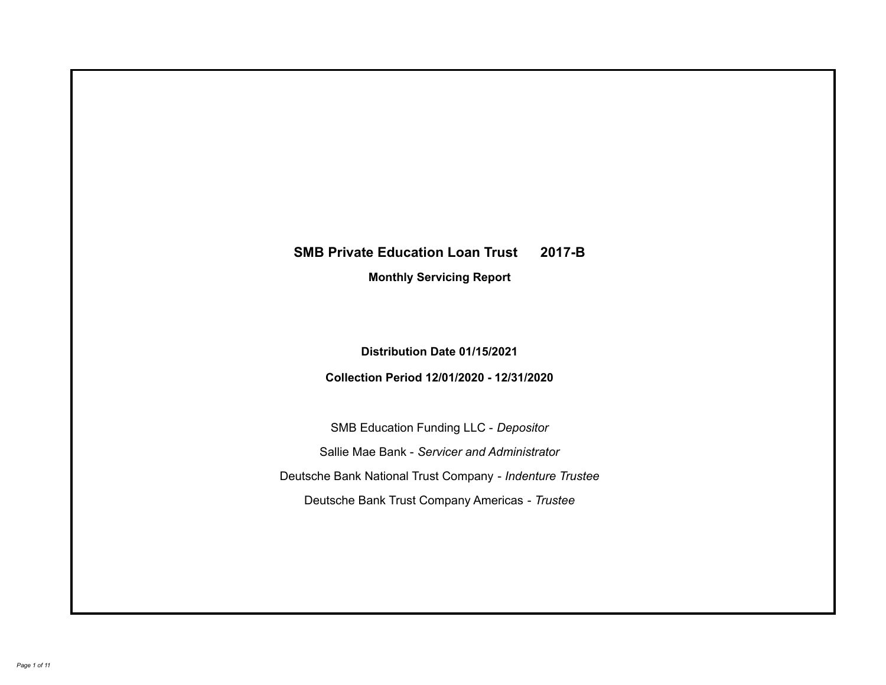# SMB Private Education Loan Trust 2017-B

## Monthly Servicing Report

**Distribution Date 01/15/2021**

**Collection Period 12/01/2020 - 12/31/2020**

SMB Education Funding LLC - *Depositor*

Sallie Mae Bank - *Servicer and Administrator*

Deutsche Bank National Trust Company - *Indenture Trustee*

Deutsche Bank Trust Company Americas - *Trustee*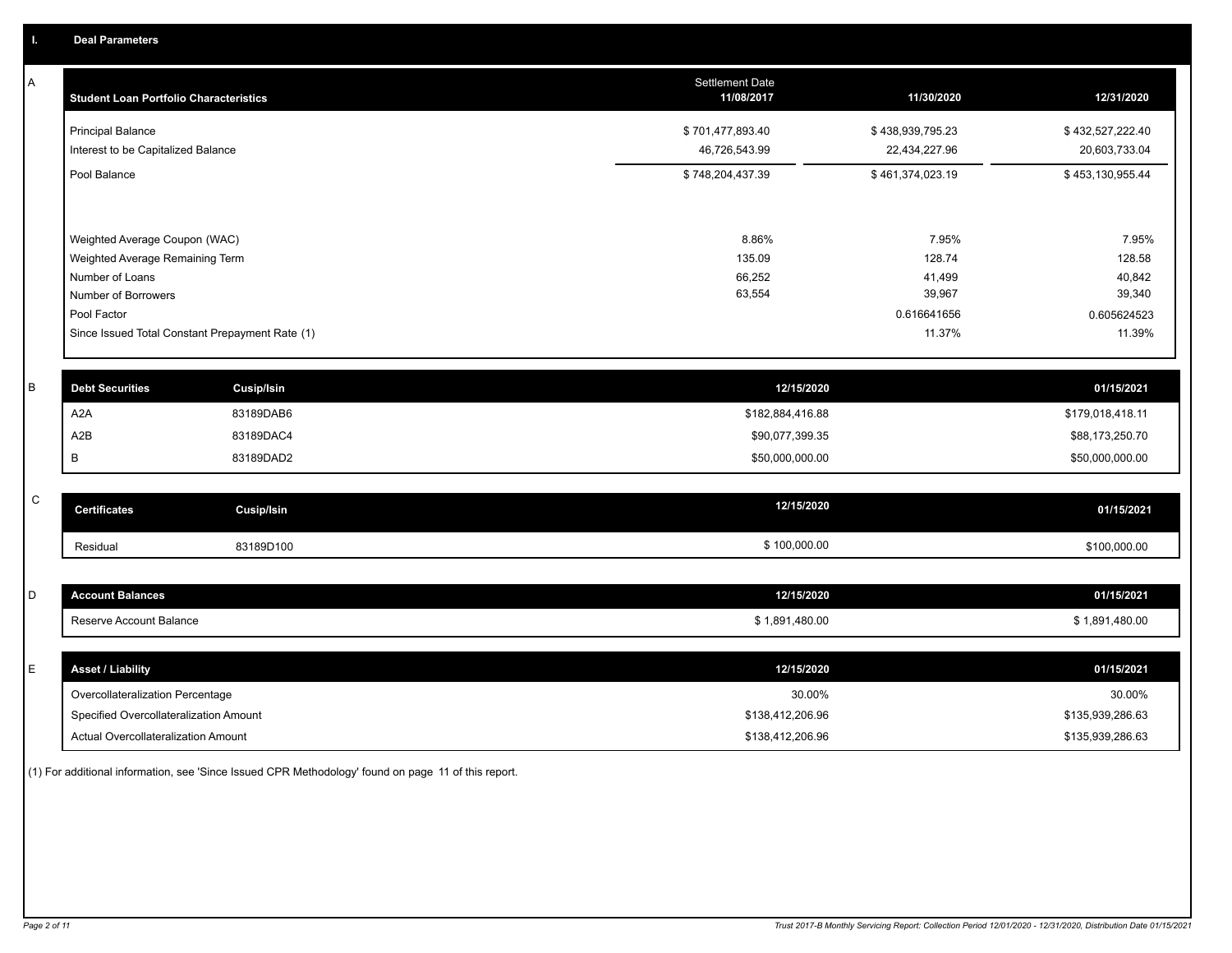## I. Deal Parameters

### A

| Student Loan Portfolio Characteristics | Settlement Date 11/08/2017 | 11/30/2020 | 12/31/2020 |
|---|---|---|---|
| Principal Balance | $ 701,477,893.40 | $ 438,939,795.23 | $ 432,527,222.40 |
| Interest to be Capitalized Balance | 46,726,543.99 | 22,434,227.96 | 20,603,733.04 |
| Pool Balance | $ 748,204,437.39 | $ 461,374,023.19 | $ 453,130,955.44 |
| Weighted Average Coupon (WAC) | 8.86% | 7.95% | 7.95% |
| Weighted Average Remaining Term | 135.09 | 128.74 | 128.58 |
| Number of Loans | 66,252 | 41,499 | 40,842 |
| Number of Borrowers | 63,554 | 39,967 | 39,340 |
| Pool Factor | | 0.616641656 | 0.605624523 |
| Since Issued Total Constant Prepayment Rate (1) | | 11.37% | 11.39% |

### B

| Debt Securities | Cusip/Isin | 12/15/2020 | 01/15/2021 |
|---|---|---|---|
| A2A | 83189DAB6 | $182,884,416.88 | $179,018,418.11 |
| A2B | 83189DAC4 | $90,077,399.35 | $88,173,250.70 |
| B | 83189DAD2 | $50,000,000.00 | $50,000,000.00 |

### C

| Certificates | Cusip/Isin | 12/15/2020 | 01/15/2021 |
|---|---|---|---|
| Residual | 83189D100 | $ 100,000.00 | $100,000.00 |

### D

| Account Balances | 12/15/2020 | 01/15/2021 |
|---|---|---|
| Reserve Account Balance | $ 1,891,480.00 | $ 1,891,480.00 |

### E

| Asset / Liability | 12/15/2020 | 01/15/2021 |
|---|---|---|
| Overcollateralization Percentage | 30.00% | 30.00% |
| Specified Overcollateralization Amount | $138,412,206.96 | $135,939,286.63 |
| Actual Overcollateralization Amount | $138,412,206.96 | $135,939,286.63 |

(1) For additional information, see 'Since Issued CPR Methodology' found on page 11 of this report.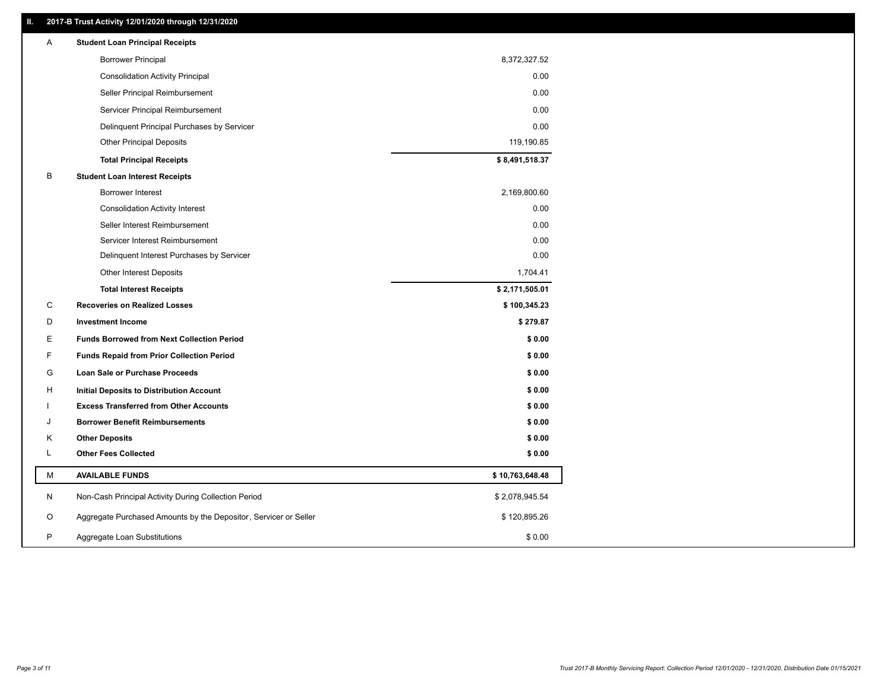## II. 2017-B Trust Activity 12/01/2020 through 12/31/2020

| | | |
|---|---|---|
| A | **Student Loan Principal Receipts** | |
| | Borrower Principal | 8,372,327.52 |
| | Consolidation Activity Principal | 0.00 |
| | Seller Principal Reimbursement | 0.00 |
| | Servicer Principal Reimbursement | 0.00 |
| | Delinquent Principal Purchases by Servicer | 0.00 |
| | Other Principal Deposits | 119,190.85 |
| | **Total Principal Receipts** | **$ 8,491,518.37** |
| B | **Student Loan Interest Receipts** | |
| | Borrower Interest | 2,169,800.60 |
| | Consolidation Activity Interest | 0.00 |
| | Seller Interest Reimbursement | 0.00 |
| | Servicer Interest Reimbursement | 0.00 |
| | Delinquent Interest Purchases by Servicer | 0.00 |
| | Other Interest Deposits | 1,704.41 |
| | **Total Interest Receipts** | **$ 2,171,505.01** |
| C | **Recoveries on Realized Losses** | **$ 100,345.23** |
| D | **Investment Income** | **$ 279.87** |
| E | **Funds Borrowed from Next Collection Period** | **$ 0.00** |
| F | **Funds Repaid from Prior Collection Period** | **$ 0.00** |
| G | **Loan Sale or Purchase Proceeds** | **$ 0.00** |
| H | **Initial Deposits to Distribution Account** | **$ 0.00** |
| I | **Excess Transferred from Other Accounts** | **$ 0.00** |
| J | **Borrower Benefit Reimbursements** | **$ 0.00** |
| K | **Other Deposits** | **$ 0.00** |
| L | **Other Fees Collected** | **$ 0.00** |
| M | **AVAILABLE FUNDS** | **$ 10,763,648.48** |
| N | Non-Cash Principal Activity During Collection Period | $ 2,078,945.54 |
| O | Aggregate Purchased Amounts by the Depositor, Servicer or Seller | $ 120,895.26 |
| P | Aggregate Loan Substitutions | $ 0.00 |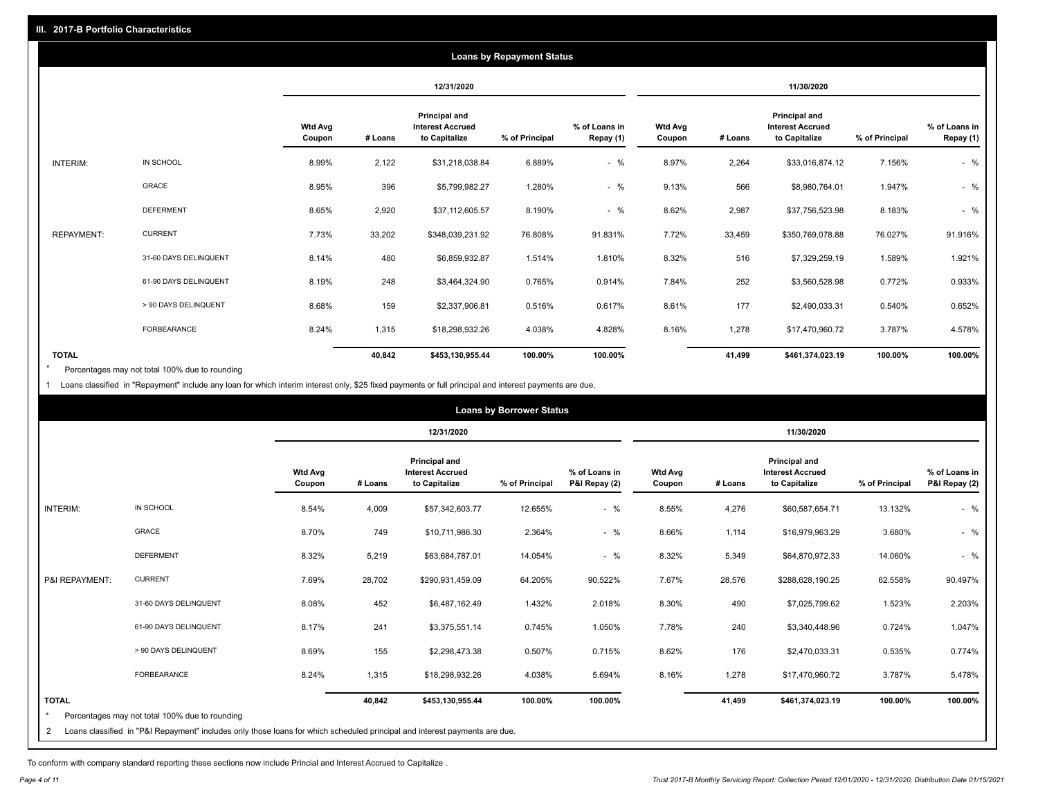## III. 2017-B Portfolio Characteristics

### Loans by Repayment Status

| | | 12/31/2020 | | | | | 11/30/2020 | | | | |
|---|---|---|---|---|---|---|---|---|---|---|---|
| | | Wtd Avg Coupon | # Loans | Principal and Interest Accrued to Capitalize | % of Principal | % of Loans in Repay (1) | Wtd Avg Coupon | # Loans | Principal and Interest Accrued to Capitalize | % of Principal | % of Loans in Repay (1) |
| INTERIM: | IN SCHOOL | 8.99% | 2,122 | $31,218,038.84 | 6.889% | - % | 8.97% | 2,264 | $33,016,874.12 | 7.156% | - % |
| | GRACE | 8.95% | 396 | $5,799,982.27 | 1.280% | - % | 9.13% | 566 | $8,980,764.01 | 1.947% | - % |
| | DEFERMENT | 8.65% | 2,920 | $37,112,605.57 | 8.190% | - % | 8.62% | 2,987 | $37,756,523.98 | 8.183% | - % |
| REPAYMENT: | CURRENT | 7.73% | 33,202 | $348,039,231.92 | 76.808% | 91.831% | 7.72% | 33,459 | $350,769,078.88 | 76.027% | 91.916% |
| | 31-60 DAYS DELINQUENT | 8.14% | 480 | $6,859,932.87 | 1.514% | 1.810% | 8.32% | 516 | $7,329,259.19 | 1.589% | 1.921% |
| | 61-90 DAYS DELINQUENT | 8.19% | 248 | $3,464,324.90 | 0.765% | 0.914% | 7.84% | 252 | $3,560,528.98 | 0.772% | 0.933% |
| | > 90 DAYS DELINQUENT | 8.68% | 159 | $2,337,906.81 | 0.516% | 0.617% | 8.61% | 177 | $2,490,033.31 | 0.540% | 0.652% |
| | FORBEARANCE | 8.24% | 1,315 | $18,298,932.26 | 4.038% | 4.828% | 8.16% | 1,278 | $17,470,960.72 | 3.787% | 4.578% |
| **TOTAL** | | | **40,842** | **$453,130,955.44** | **100.00%** | **100.00%** | | **41,499** | **$461,374,023.19** | **100.00%** | **100.00%** |

\* Percentages may not total 100% due to rounding

1 Loans classified in "Repayment" include any loan for which interim interest only, $25 fixed payments or full principal and interest payments are due.

### Loans by Borrower Status

| | | 12/31/2020 | | | | | 11/30/2020 | | | | |
|---|---|---|---|---|---|---|---|---|---|---|---|
| | | Wtd Avg Coupon | # Loans | Principal and Interest Accrued to Capitalize | % of Principal | % of Loans in P&I Repay (2) | Wtd Avg Coupon | # Loans | Principal and Interest Accrued to Capitalize | % of Principal | % of Loans in P&I Repay (2) |
| INTERIM: | IN SCHOOL | 8.54% | 4,009 | $57,342,603.77 | 12.655% | - % | 8.55% | 4,276 | $60,587,654.71 | 13.132% | - % |
| | GRACE | 8.70% | 749 | $10,711,986.30 | 2.364% | - % | 8.66% | 1,114 | $16,979,963.29 | 3.680% | - % |
| | DEFERMENT | 8.32% | 5,219 | $63,684,787.01 | 14.054% | - % | 8.32% | 5,349 | $64,870,972.33 | 14.060% | - % |
| P&I REPAYMENT: | CURRENT | 7.69% | 28,702 | $290,931,459.09 | 64.205% | 90.522% | 7.67% | 28,576 | $288,628,190.25 | 62.558% | 90.497% |
| | 31-60 DAYS DELINQUENT | 8.08% | 452 | $6,487,162.49 | 1.432% | 2.018% | 8.30% | 490 | $7,025,799.62 | 1.523% | 2.203% |
| | 61-90 DAYS DELINQUENT | 8.17% | 241 | $3,375,551.14 | 0.745% | 1.050% | 7.78% | 240 | $3,340,448.96 | 0.724% | 1.047% |
| | > 90 DAYS DELINQUENT | 8.69% | 155 | $2,298,473.38 | 0.507% | 0.715% | 8.62% | 176 | $2,470,033.31 | 0.535% | 0.774% |
| | FORBEARANCE | 8.24% | 1,315 | $18,298,932.26 | 4.038% | 5.694% | 8.16% | 1,278 | $17,470,960.72 | 3.787% | 5.478% |
| **TOTAL** | | | **40,842** | **$453,130,955.44** | **100.00%** | **100.00%** | | **41,499** | **$461,374,023.19** | **100.00%** | **100.00%** |

\* Percentages may not total 100% due to rounding

2 Loans classified in "P&I Repayment" includes only those loans for which scheduled principal and interest payments are due.

To conform with company standard reporting these sections now include Princial and Interest Accrued to Capitalize .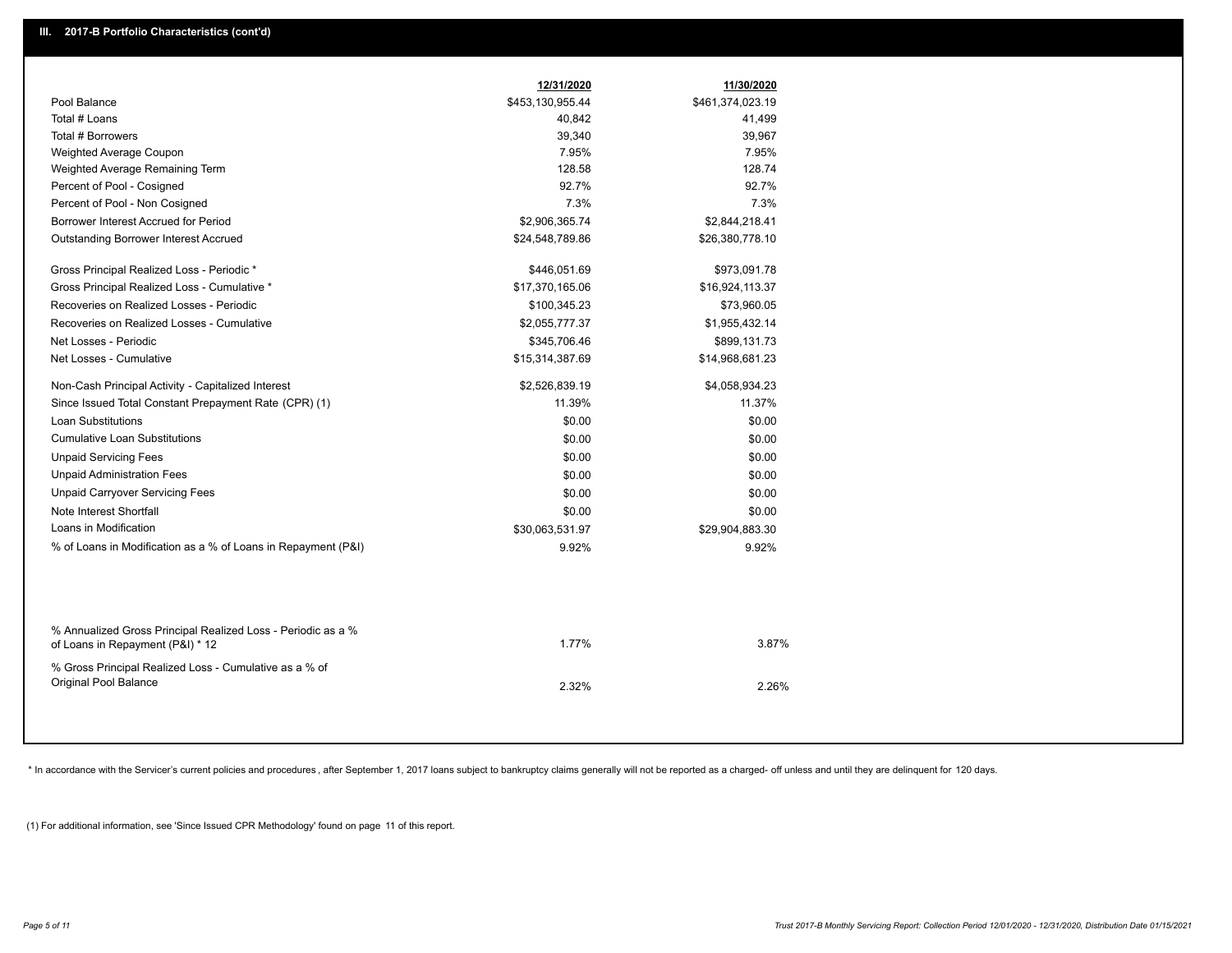## III. 2017-B Portfolio Characteristics (cont'd)

| | 12/31/2020 | 11/30/2020 |
|---|---|---|
| Pool Balance | $453,130,955.44 | $461,374,023.19 |
| Total # Loans | 40,842 | 41,499 |
| Total # Borrowers | 39,340 | 39,967 |
| Weighted Average Coupon | 7.95% | 7.95% |
| Weighted Average Remaining Term | 128.58 | 128.74 |
| Percent of Pool - Cosigned | 92.7% | 92.7% |
| Percent of Pool - Non Cosigned | 7.3% | 7.3% |
| Borrower Interest Accrued for Period | $2,906,365.74 | $2,844,218.41 |
| Outstanding Borrower Interest Accrued | $24,548,789.86 | $26,380,778.10 |
| Gross Principal Realized Loss - Periodic * | $446,051.69 | $973,091.78 |
| Gross Principal Realized Loss - Cumulative * | $17,370,165.06 | $16,924,113.37 |
| Recoveries on Realized Losses - Periodic | $100,345.23 | $73,960.05 |
| Recoveries on Realized Losses - Cumulative | $2,055,777.37 | $1,955,432.14 |
| Net Losses - Periodic | $345,706.46 | $899,131.73 |
| Net Losses - Cumulative | $15,314,387.69 | $14,968,681.23 |
| Non-Cash Principal Activity - Capitalized Interest | $2,526,839.19 | $4,058,934.23 |
| Since Issued Total Constant Prepayment Rate (CPR) (1) | 11.39% | 11.37% |
| Loan Substitutions | $0.00 | $0.00 |
| Cumulative Loan Substitutions | $0.00 | $0.00 |
| Unpaid Servicing Fees | $0.00 | $0.00 |
| Unpaid Administration Fees | $0.00 | $0.00 |
| Unpaid Carryover Servicing Fees | $0.00 | $0.00 |
| Note Interest Shortfall | $0.00 | $0.00 |
| Loans in Modification | $30,063,531.97 | $29,904,883.30 |
| % of Loans in Modification as a % of Loans in Repayment (P&I) | 9.92% | 9.92% |
| % Annualized Gross Principal Realized Loss - Periodic as a % of Loans in Repayment (P&I) * 12 | 1.77% | 3.87% |
| % Gross Principal Realized Loss - Cumulative as a % of Original Pool Balance | 2.32% | 2.26% |

* In accordance with the Servicer's current policies and procedures , after September 1, 2017 loans subject to bankruptcy claims generally will not be reported as a charged- off unless and until they are delinquent for 120 days.

(1) For additional information, see 'Since Issued CPR Methodology' found on page 11 of this report.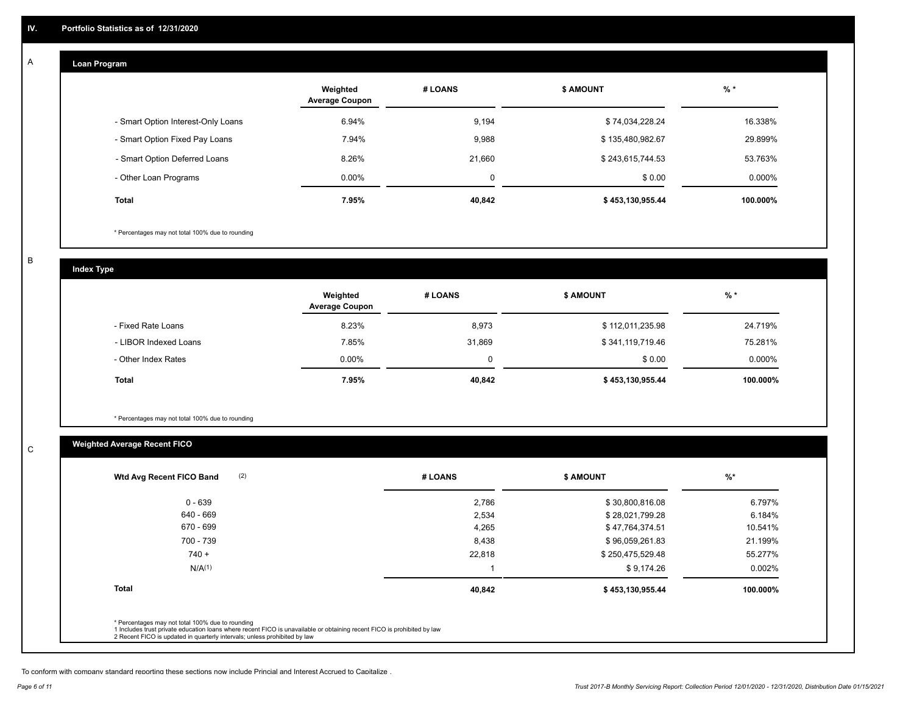## IV. Portfolio Statistics as of 12/31/2020

### A — Loan Program

| | Weighted Average Coupon | # LOANS | $ AMOUNT | % * |
|---|---|---|---|---|
| - Smart Option Interest-Only Loans | 6.94% | 9,194 | $ 74,034,228.24 | 16.338% |
| - Smart Option Fixed Pay Loans | 7.94% | 9,988 | $ 135,480,982.67 | 29.899% |
| - Smart Option Deferred Loans | 8.26% | 21,660 | $ 243,615,744.53 | 53.763% |
| - Other Loan Programs | 0.00% | 0 | $ 0.00 | 0.000% |
| **Total** | **7.95%** | **40,842** | **$ 453,130,955.44** | **100.000%** |

* Percentages may not total 100% due to rounding

### B — Index Type

| | Weighted Average Coupon | # LOANS | $ AMOUNT | % * |
|---|---|---|---|---|
| - Fixed Rate Loans | 8.23% | 8,973 | $ 112,011,235.98 | 24.719% |
| - LIBOR Indexed Loans | 7.85% | 31,869 | $ 341,119,719.46 | 75.281% |
| - Other Index Rates | 0.00% | 0 | $ 0.00 | 0.000% |
| **Total** | **7.95%** | **40,842** | **$ 453,130,955.44** | **100.000%** |

* Percentages may not total 100% due to rounding

### C — Weighted Average Recent FICO

| Wtd Avg Recent FICO Band (2) | # LOANS | $ AMOUNT | %* |
|---|---|---|---|
| 0 - 639 | 2,786 | $ 30,800,816.08 | 6.797% |
| 640 - 669 | 2,534 | $ 28,021,799.28 | 6.184% |
| 670 - 699 | 4,265 | $ 47,764,374.51 | 10.541% |
| 700 - 739 | 8,438 | $ 96,059,261.83 | 21.199% |
| 740 + | 22,818 | $ 250,475,529.48 | 55.277% |
| N/A(1) | 1 | $ 9,174.26 | 0.002% |
| **Total** | **40,842** | **$ 453,130,955.44** | **100.000%** |

* Percentages may not total 100% due to rounding
1 Includes trust private education loans where recent FICO is unavailable or obtaining recent FICO is prohibited by law
2 Recent FICO is updated in quarterly intervals; unless prohibited by law

To conform with company standard reporting these sections now include Princial and Interest Accrued to Capitalize .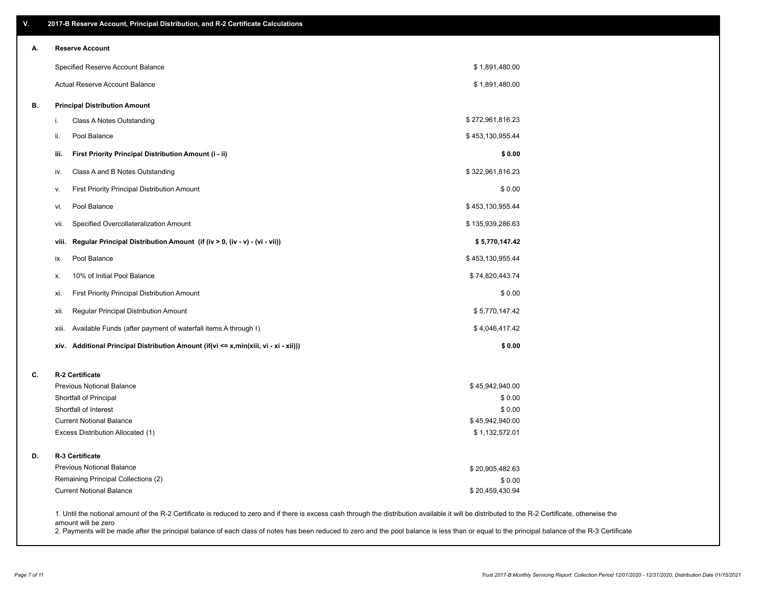## V. 2017-B Reserve Account, Principal Distribution, and R-2 Certificate Calculations

### A. Reserve Account

| | |
|---|---|
| Specified Reserve Account Balance | $ 1,891,480.00 |
| Actual Reserve Account Balance | $ 1,891,480.00 |

### B. Principal Distribution Amount

| | | |
|---|---|---|
| i. | Class A Notes Outstanding | $ 272,961,816.23 |
| ii. | Pool Balance | $ 453,130,955.44 |
| **iii.** | **First Priority Principal Distribution Amount (i - ii)** | **$ 0.00** |
| iv. | Class A and B Notes Outstanding | $ 322,961,816.23 |
| v. | First Priority Principal Distribution Amount | $ 0.00 |
| vi. | Pool Balance | $ 453,130,955.44 |
| vii. | Specified Overcollateralization Amount | $ 135,939,286.63 |
| **viii.** | **Regular Principal Distribution Amount (if (iv > 0, (iv - v) - (vi - vii))** | **$ 5,770,147.42** |
| ix. | Pool Balance | $ 453,130,955.44 |
| x. | 10% of Initial Pool Balance | $ 74,820,443.74 |
| xi. | First Priority Principal Distribution Amount | $ 0.00 |
| xii. | Regular Principal Distribution Amount | $ 5,770,147.42 |
| xiii. | Available Funds (after payment of waterfall items A through I) | $ 4,046,417.42 |
| **xiv.** | **Additional Principal Distribution Amount (if(vi <= x,min(xiii, vi - xi - xii)))** | **$ 0.00** |

### C. R-2 Certificate

| | |
|---|---|
| Previous Notional Balance | $ 45,942,940.00 |
| Shortfall of Principal | $ 0.00 |
| Shortfall of Interest | $ 0.00 |
| Current Notional Balance | $ 45,942,940.00 |
| Excess Distribution Allocated (1) | $ 1,132,572.01 |

### D. R-3 Certificate

| | |
|---|---|
| Previous Notional Balance | $ 20,905,482.63 |
| Remaining Principal Collections (2) | $ 0.00 |
| Current Notional Balance | $ 20,459,430.94 |

1. Until the notional amount of the R-2 Certificate is reduced to zero and if there is excess cash through the distribution available it will be distributed to the R-2 Certificate, otherwise the amount will be zero
2. Payments will be made after the principal balance of each class of notes has been reduced to zero and the pool balance is less than or equal to the principal balance of the R-3 Certificate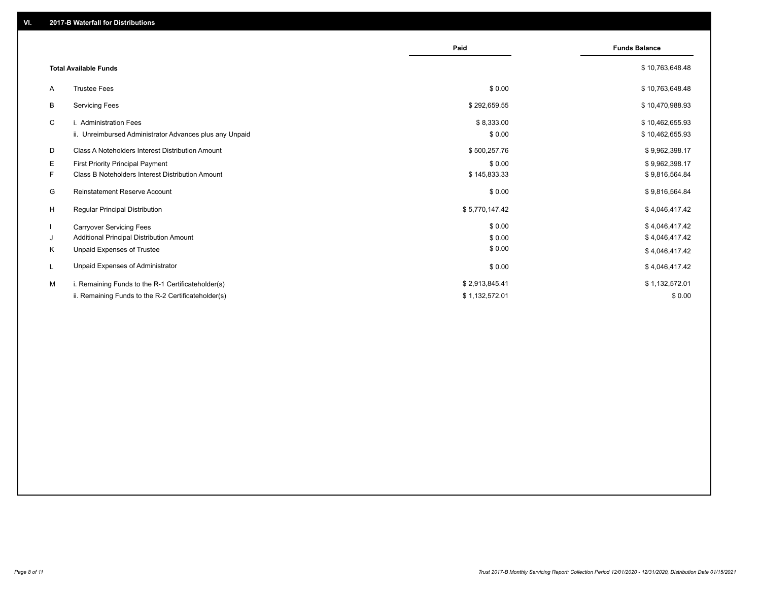## VI. 2017-B Waterfall for Distributions

| | | Paid | Funds Balance |
|---|---|---|---|
| | **Total Available Funds** | | $ 10,763,648.48 |
| A | Trustee Fees | $ 0.00 | $ 10,763,648.48 |
| B | Servicing Fees | $ 292,659.55 | $ 10,470,988.93 |
| C | i. Administration Fees | $ 8,333.00 | $ 10,462,655.93 |
| | ii. Unreimbursed Administrator Advances plus any Unpaid | $ 0.00 | $ 10,462,655.93 |
| D | Class A Noteholders Interest Distribution Amount | $ 500,257.76 | $ 9,962,398.17 |
| E | First Priority Principal Payment | $ 0.00 | $ 9,962,398.17 |
| F | Class B Noteholders Interest Distribution Amount | $ 145,833.33 | $ 9,816,564.84 |
| G | Reinstatement Reserve Account | $ 0.00 | $ 9,816,564.84 |
| H | Regular Principal Distribution | $ 5,770,147.42 | $ 4,046,417.42 |
| I | Carryover Servicing Fees | $ 0.00 | $ 4,046,417.42 |
| J | Additional Principal Distribution Amount | $ 0.00 | $ 4,046,417.42 |
| K | Unpaid Expenses of Trustee | $ 0.00 | $ 4,046,417.42 |
| L | Unpaid Expenses of Administrator | $ 0.00 | $ 4,046,417.42 |
| M | i. Remaining Funds to the R-1 Certificateholder(s) | $ 2,913,845.41 | $ 1,132,572.01 |
| | ii. Remaining Funds to the R-2 Certificateholder(s) | $ 1,132,572.01 | $ 0.00 |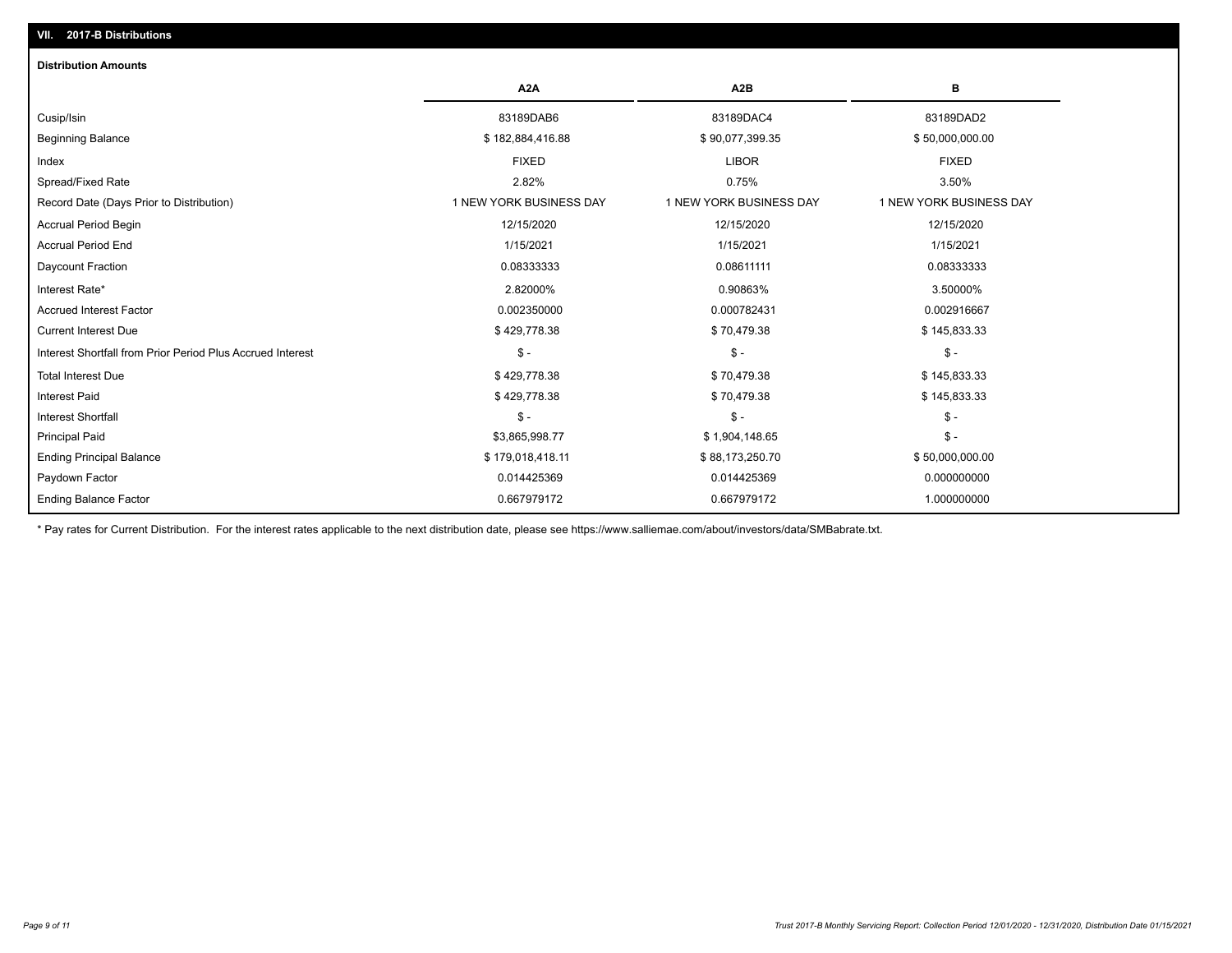## VII. 2017-B Distributions

### Distribution Amounts

| | A2A | A2B | B |
|---|---|---|---|
| Cusip/Isin | 83189DAB6 | 83189DAC4 | 83189DAD2 |
| Beginning Balance | $ 182,884,416.88 | $ 90,077,399.35 | $ 50,000,000.00 |
| Index | FIXED | LIBOR | FIXED |
| Spread/Fixed Rate | 2.82% | 0.75% | 3.50% |
| Record Date (Days Prior to Distribution) | 1 NEW YORK BUSINESS DAY | 1 NEW YORK BUSINESS DAY | 1 NEW YORK BUSINESS DAY |
| Accrual Period Begin | 12/15/2020 | 12/15/2020 | 12/15/2020 |
| Accrual Period End | 1/15/2021 | 1/15/2021 | 1/15/2021 |
| Daycount Fraction | 0.08333333 | 0.08611111 | 0.08333333 |
| Interest Rate* | 2.82000% | 0.90863% | 3.50000% |
| Accrued Interest Factor | 0.002350000 | 0.000782431 | 0.002916667 |
| Current Interest Due | $ 429,778.38 | $ 70,479.38 | $ 145,833.33 |
| Interest Shortfall from Prior Period Plus Accrued Interest | $ - | $ - | $ - |
| Total Interest Due | $ 429,778.38 | $ 70,479.38 | $ 145,833.33 |
| Interest Paid | $ 429,778.38 | $ 70,479.38 | $ 145,833.33 |
| Interest Shortfall | $ - | $ - | $ - |
| Principal Paid | $3,865,998.77 | $ 1,904,148.65 | $ - |
| Ending Principal Balance | $ 179,018,418.11 | $ 88,173,250.70 | $ 50,000,000.00 |
| Paydown Factor | 0.014425369 | 0.014425369 | 0.000000000 |
| Ending Balance Factor | 0.667979172 | 0.667979172 | 1.000000000 |

* Pay rates for Current Distribution. For the interest rates applicable to the next distribution date, please see https://www.salliemae.com/about/investors/data/SMBabrate.txt.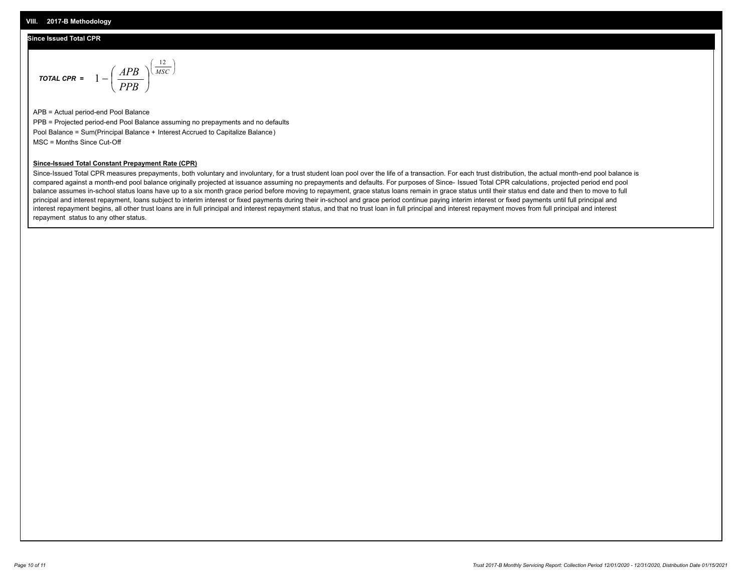## VIII. 2017-B Methodology

### Since Issued Total CPR

$$\textit{TOTAL CPR} = 1 - \left( \frac{APB}{PPB} \right)^{\left( \frac{12}{MSC} \right)}$$

APB = Actual period-end Pool Balance

PPB = Projected period-end Pool Balance assuming no prepayments and no defaults

Pool Balance = Sum(Principal Balance + Interest Accrued to Capitalize Balance)

MSC = Months Since Cut-Off

**Since-Issued Total Constant Prepayment Rate (CPR)**

Since-Issued Total CPR measures prepayments, both voluntary and involuntary, for a trust student loan pool over the life of a transaction. For each trust distribution, the actual month-end pool balance is compared against a month-end pool balance originally projected at issuance assuming no prepayments and defaults. For purposes of Since- Issued Total CPR calculations, projected period end pool balance assumes in-school status loans have up to a six month grace period before moving to repayment, grace status loans remain in grace status until their status end date and then to move to full principal and interest repayment, loans subject to interim interest or fixed payments during their in-school and grace period continue paying interim interest or fixed payments until full principal and interest repayment begins, all other trust loans are in full principal and interest repayment status, and that no trust loan in full principal and interest repayment moves from full principal and interest repayment status to any other status.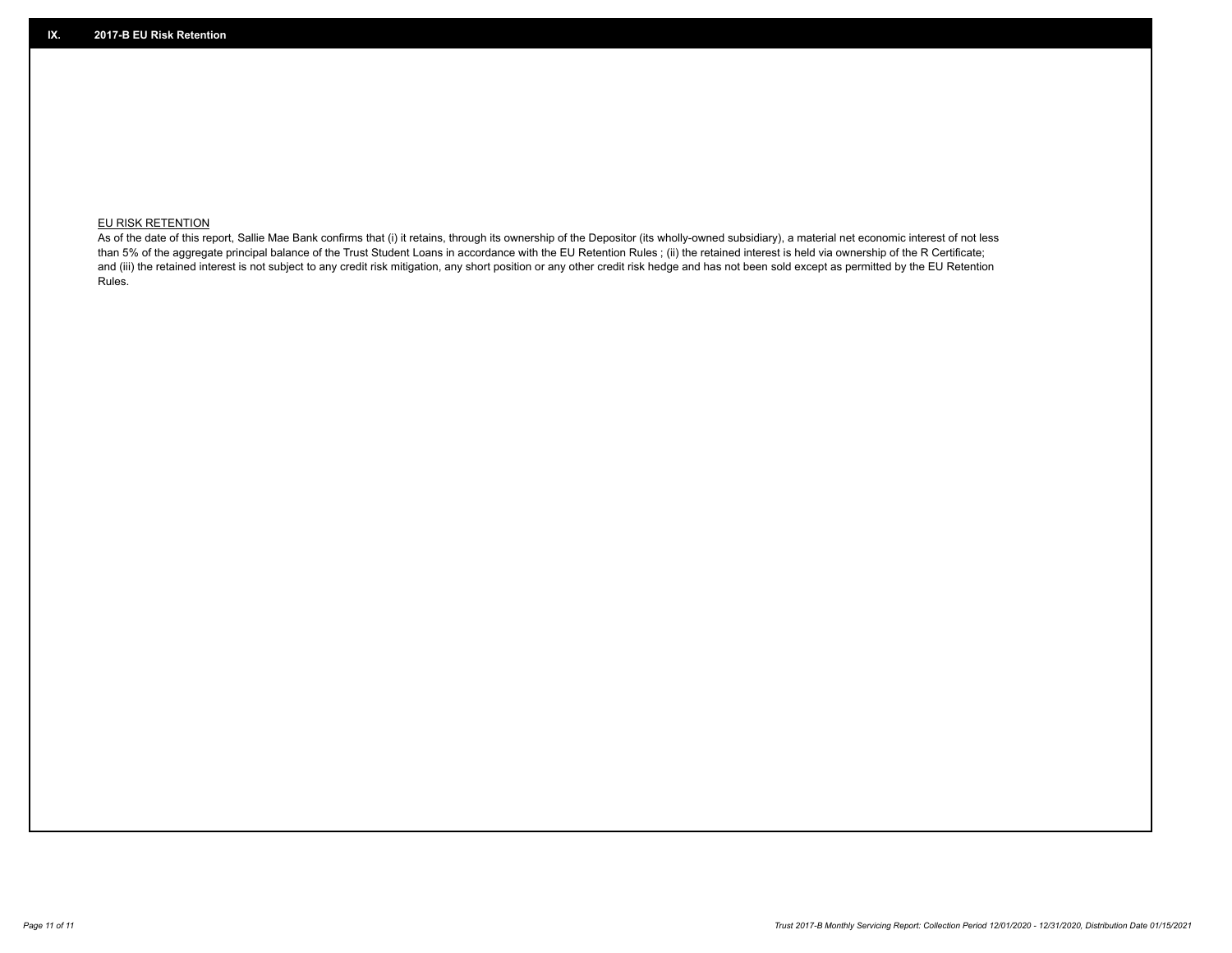## IX. 2017-B EU Risk Retention

EU RISK RETENTION

As of the date of this report, Sallie Mae Bank confirms that (i) it retains, through its ownership of the Depositor (its wholly-owned subsidiary), a material net economic interest of not less than 5% of the aggregate principal balance of the Trust Student Loans in accordance with the EU Retention Rules ; (ii) the retained interest is held via ownership of the R Certificate; and (iii) the retained interest is not subject to any credit risk mitigation, any short position or any other credit risk hedge and has not been sold except as permitted by the EU Retention Rules.